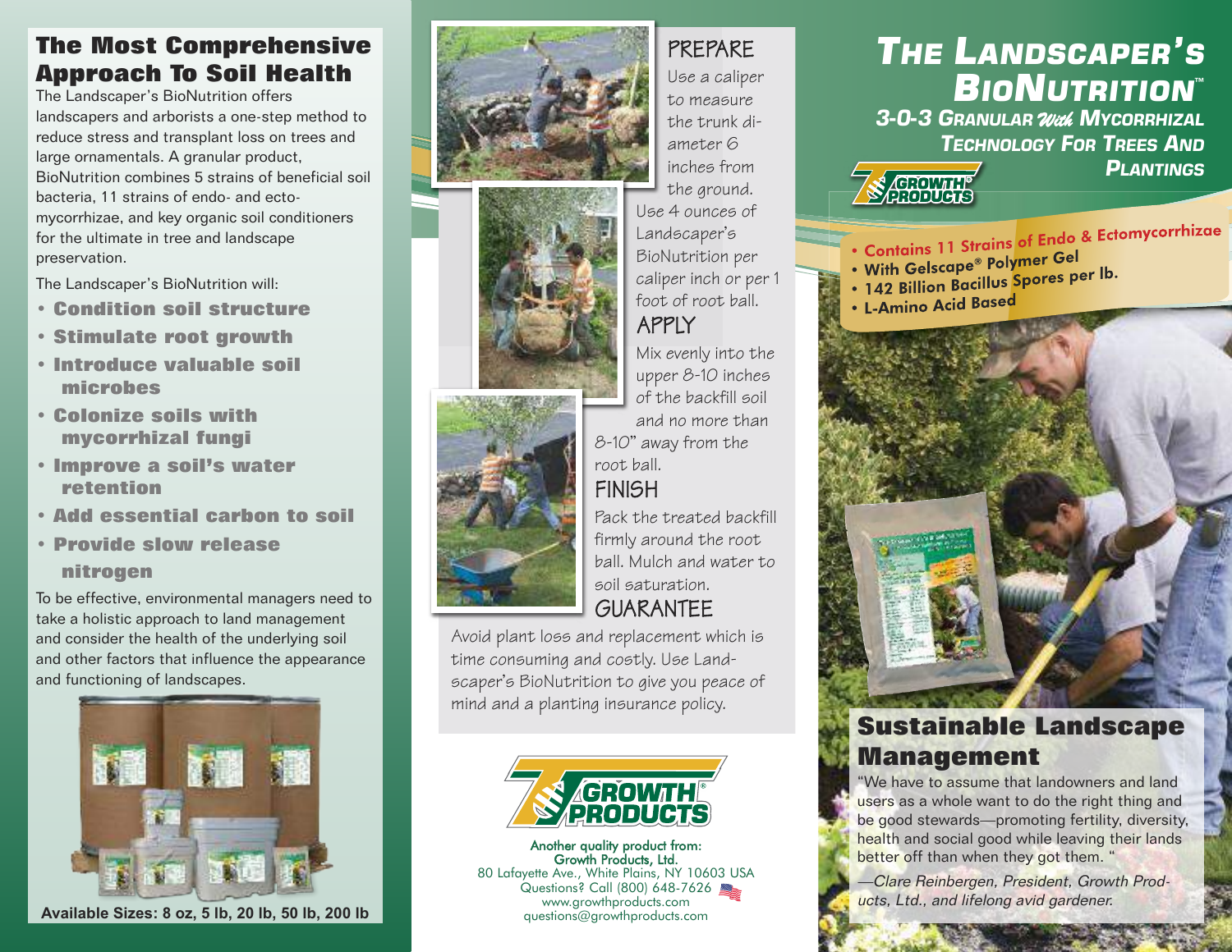## The Most Comprehensive Approach To Soil Health

The Landscaper's BioNutrition offers landscapers and arborists a one-step method to reduce stress and transplant loss on trees and large ornamentals. A granular product, BioNutrition combines 5 strains of beneficial soil bacteria, 11 strains of endo- and ecto-mycorrhizae, and key organic soil conditioners for the ultimate in tree and landscape preservation.

The Landscaper's BioNutrition will:

- **Condition soil structure**
- **Stimulate root growth**
- **Introduce valuable soil microbes**
- **Colonize soils with mycorrhizal fungi**
- **Improve a soil's water retention**
- **Add essential carbon to soil**
- **Provide slow release nitrogen**

To be effective, environmental managers need to take a holistic approach to land management and consider the health of the underlying soil and other factors that influence the appearance and functioning of landscapes.

**Available Sizes: 8 oz, 5 lb, 20 lb, 50 lb, 200 lb**

### PREPARE

Use a caliper to measure the trunk diameter 6 inches from the ground. Use 4 ounces of Landscaper's BioNutrition per caliper inch or per 1 foot of root ball.

### APPLY

Mix evenly into the upper 8-10 inches of the backfill soil and no more than 8-10" away from the root ball.

### FINISH

Pack the treated backfill firmly around the root ball. Mulch and water to soil saturation.

### GUARANTEE

Avoid plant loss and replacement which is time consuming and costly. Use Landscaper's BioNutrition to give you peace of mind and a planting insurance policy.

GROWTH PRODUCTS®

Another quality product from:
Growth Products, Ltd.
80 Lafayette Ave., White Plains, NY 10603 USA
Questions? Call (800) 648-7626
www.growthproducts.com
questions@growthproducts.com

# The Landscaper's BioNutrition™

### 3-0-3 Granular *With* Mycorrhizal Technology For Trees And Plantings

GROWTH PRODUCTS®

- Contains 11 Strains of Endo & Ectomycorrhizae
- With Gelscape® Polymer Gel
- 142 Billion Bacillus Spores per lb.
- L-Amino Acid Based

## Sustainable Landscape Management

"We have to assume that landowners and land users as a whole want to do the right thing and be good stewards—promoting fertility, diversity, health and social good while leaving their lands better off than when they got them. "

*—Clare Reinbergen, President, Growth Products, Ltd., and lifelong avid gardener.*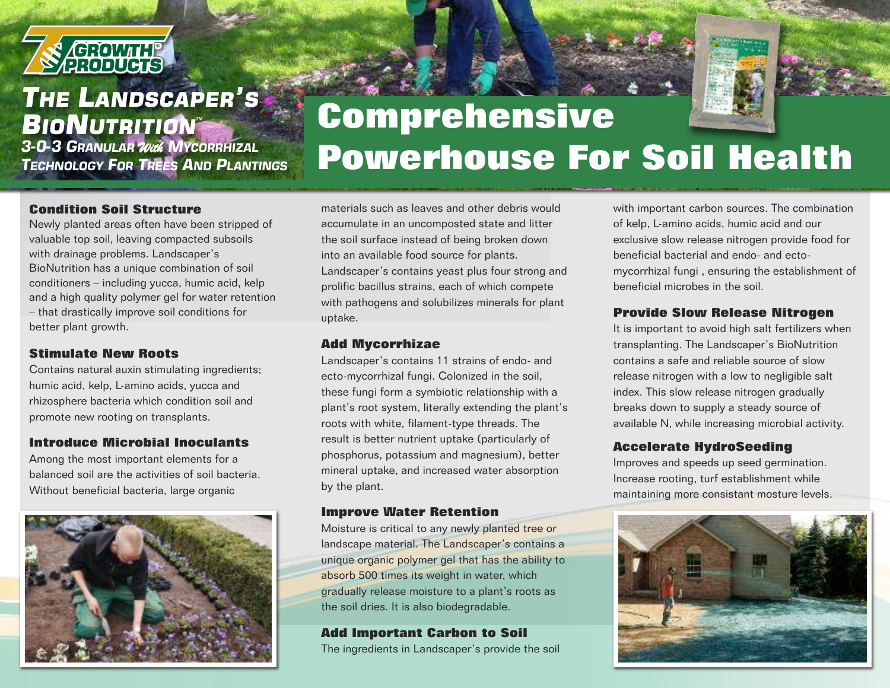**THE LANDSCAPER'S BIONUTRITION™**

***3-0-3 GRANULAR With MYCORRHIZAL TECHNOLOGY FOR TREES AND PLANTINGS***

# Comprehensive Powerhouse For Soil Health

### Condition Soil Structure

Newly planted areas often have been stripped of valuable top soil, leaving compacted subsoils with drainage problems. Landscaper's BioNutrition has a unique combination of soil conditioners – including yucca, humic acid, kelp and a high quality polymer gel for water retention – that drastically improve soil conditions for better plant growth.

### Stimulate New Roots

Contains natural auxin stimulating ingredients; humic acid, kelp, L-amino acids, yucca and rhizosphere bacteria which condition soil and promote new rooting on transplants.

### Introduce Microbial Inoculants

Among the most important elements for a balanced soil are the activities of soil bacteria. Without beneficial bacteria, large organic materials such as leaves and other debris would accumulate in an uncomposted state and litter the soil surface instead of being broken down into an available food source for plants. Landscaper's contains yeast plus four strong and prolific bacillus strains, each of which compete with pathogens and solubilizes minerals for plant uptake.

### Add Mycorrhizae

Landscaper's contains 11 strains of endo- and ecto-mycorrhizal fungi. Colonized in the soil, these fungi form a symbiotic relationship with a plant's root system, literally extending the plant's roots with white, filament-type threads. The result is better nutrient uptake (particularly of phosphorus, potassium and magnesium), better mineral uptake, and increased water absorption by the plant.

### Improve Water Retention

Moisture is critical to any newly planted tree or landscape material. The Landscaper's contains a unique organic polymer gel that has the ability to absorb 500 times its weight in water, which gradually release moisture to a plant's roots as the soil dries. It is also biodegradable.

### Add Important Carbon to Soil

The ingredients in Landscaper's provide the soil with important carbon sources. The combination of kelp, L-amino acids, humic acid and our exclusive slow release nitrogen provide food for beneficial bacterial and endo- and ecto-mycorrhizal fungi , ensuring the establishment of beneficial microbes in the soil.

### Provide Slow Release Nitrogen

It is important to avoid high salt fertilizers when transplanting. The Landscaper's BioNutrition contains a safe and reliable source of slow release nitrogen with a low to negligible salt index. This slow release nitrogen gradually breaks down to supply a steady source of available N, while increasing microbial activity.

### Accelerate HydroSeeding

Improves and speeds up seed germination. Increase rooting, turf establishment while maintaining more consistant mosture levels.